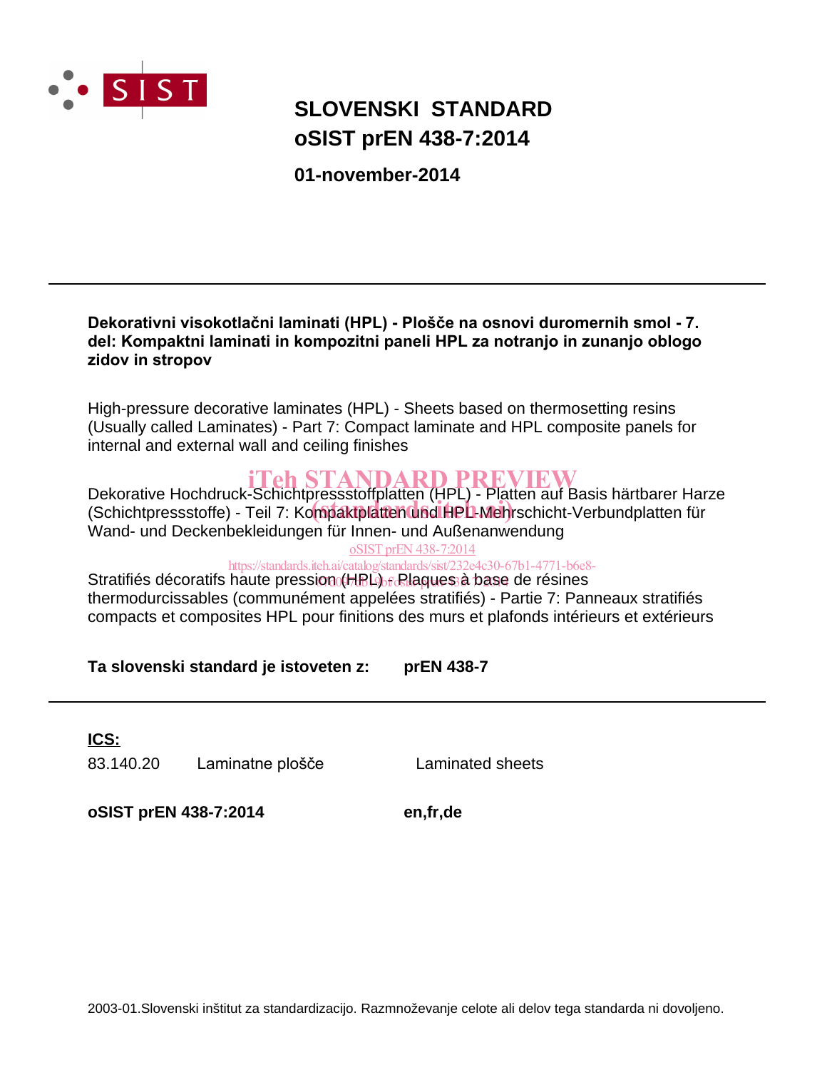SIST

# SLOVENSKI STANDARD
# oSIST prEN 438-7:2014

**01-november-2014**

---

**Dekorativni visokotlačni laminati (HPL) - Plošče na osnovi duromernih smol - 7. del: Kompaktni laminati in kompozitni paneli HPL za notranjo in zunanjo oblogo zidov in stropov**

High-pressure decorative laminates (HPL) - Sheets based on thermosetting resins (Usually called Laminates) - Part 7: Compact laminate and HPL composite panels for internal and external wall and ceiling finishes

Dekorative Hochdruck-Schichtpressstoffplatten (HPL) - Platten auf Basis härtbarer Harze (Schichtpressstoffe) - Teil 7: Kompaktplatten und HPL-Mehrschicht-Verbundplatten für Wand- und Deckenbekleidungen für Innen- und Außenanwendung

Stratifiés décoratifs haute pression (HPL) - Plaques à base de résines thermodurcissables (communément appelées stratifiés) - Partie 7: Panneaux stratifiés compacts et composites HPL pour finitions des murs et plafonds intérieurs et extérieurs

**Ta slovenski standard je istoveten z:** **prEN 438-7**

---

**ICS:**

| | | |
|---|---|---|
| 83.140.20 | Laminatne plošče | Laminated sheets |

**oSIST prEN 438-7:2014** **en,fr,de**

2003-01.Slovenski inštitut za standardizacijo. Razmnoževanje celote ali delov tega standarda ni dovoljeno.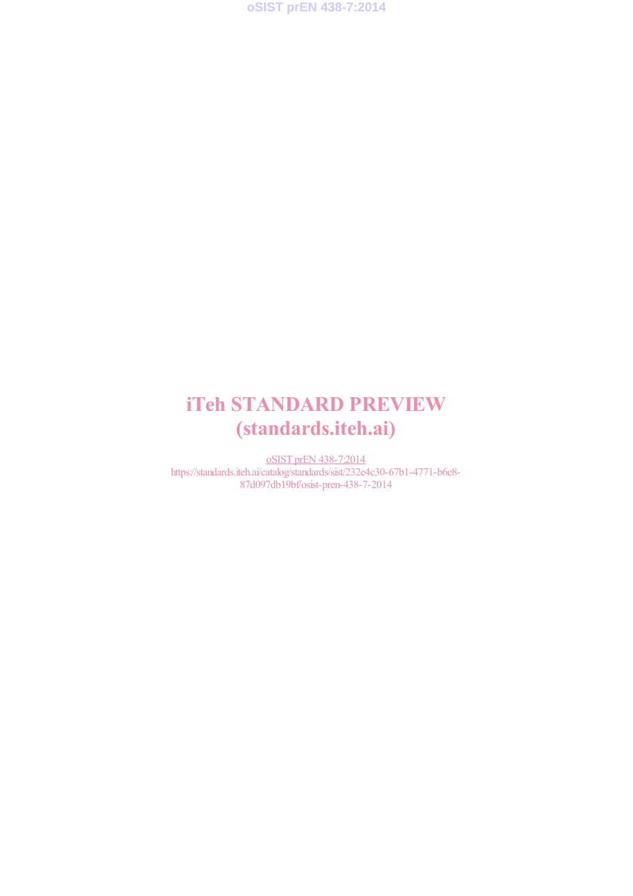iTeh STANDARD PREVIEW
(standards.iteh.ai)

oSIST prEN 438-7:2014
https://standards.iteh.ai/catalog/standards/sist/232e4c30-67b1-4771-b6e8-87d097db19bf/osist-pren-438-7-2014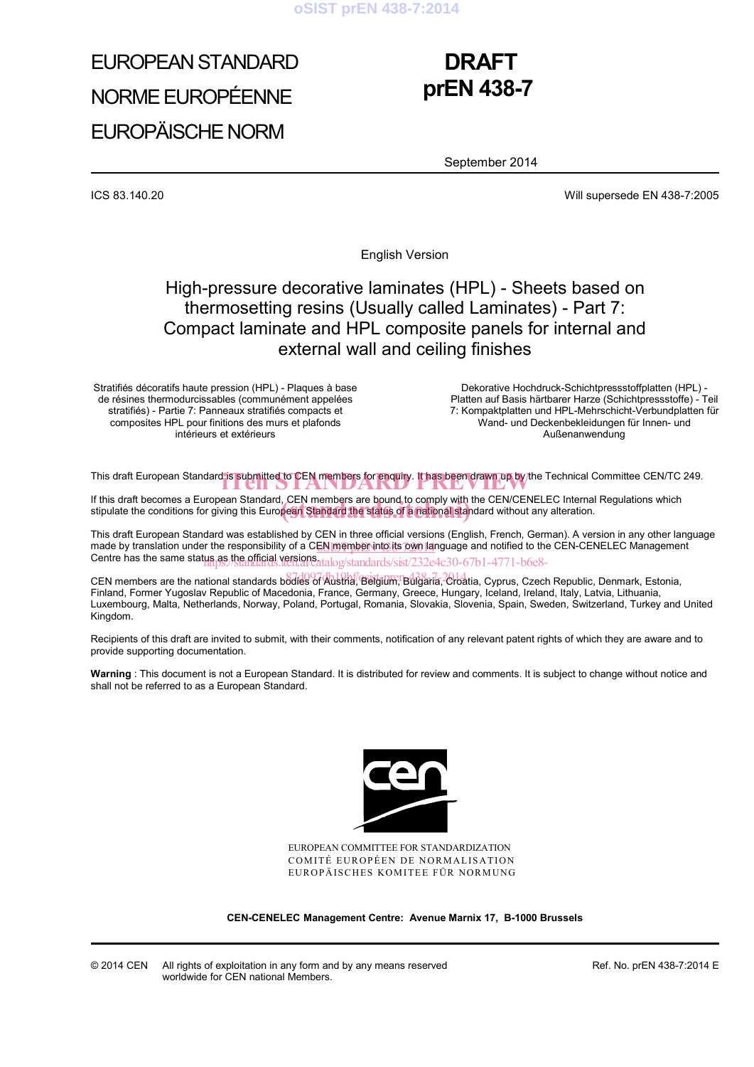EUROPEAN STANDARD

NORME EUROPÉENNE

EUROPÄISCHE NORM

**DRAFT**
**prEN 438-7**

September 2014

ICS 83.140.20

Will supersede EN 438-7:2005

English Version

# High-pressure decorative laminates (HPL) - Sheets based on thermosetting resins (Usually called Laminates) - Part 7: Compact laminate and HPL composite panels for internal and external wall and ceiling finishes

Stratifiés décoratifs haute pression (HPL) - Plaques à base de résines thermodurcissables (communément appelées stratifiés) - Partie 7: Panneaux stratifiés compacts et composites HPL pour finitions des murs et plafonds intérieurs et extérieurs

Dekorative Hochdruck-Schichtpressstoffplatten (HPL) - Platten auf Basis härtbarer Harze (Schichtpressstoffe) - Teil 7: Kompaktplatten und HPL-Mehrschicht-Verbundplatten für Wand- und Deckenbekleidungen für Innen- und Außenanwendung

This draft European Standard is submitted to CEN members for enquiry. It has been drawn up by the Technical Committee CEN/TC 249.

If this draft becomes a European Standard, CEN members are bound to comply with the CEN/CENELEC Internal Regulations which stipulate the conditions for giving this European Standard the status of a national standard without any alteration.

This draft European Standard was established by CEN in three official versions (English, French, German). A version in any other language made by translation under the responsibility of a CEN member into its own language and notified to the CEN-CENELEC Management Centre has the same status as the official versions.

CEN members are the national standards bodies of Austria, Belgium, Bulgaria, Croatia, Cyprus, Czech Republic, Denmark, Estonia, Finland, Former Yugoslav Republic of Macedonia, France, Germany, Greece, Hungary, Iceland, Ireland, Italy, Latvia, Lithuania, Luxembourg, Malta, Netherlands, Norway, Poland, Portugal, Romania, Slovakia, Slovenia, Spain, Sweden, Switzerland, Turkey and United Kingdom.

Recipients of this draft are invited to submit, with their comments, notification of any relevant patent rights of which they are aware and to provide supporting documentation.

**Warning** : This document is not a European Standard. It is distributed for review and comments. It is subject to change without notice and shall not be referred to as a European Standard.

EUROPEAN COMMITTEE FOR STANDARDIZATION
COMITÉ EUROPÉEN DE NORMALISATION
EUROPÄISCHES KOMITEE FÜR NORMUNG

**CEN-CENELEC Management Centre: Avenue Marnix 17, B-1000 Brussels**

© 2014 CEN All rights of exploitation in any form and by any means reserved worldwide for CEN national Members.

Ref. No. prEN 438-7:2014 E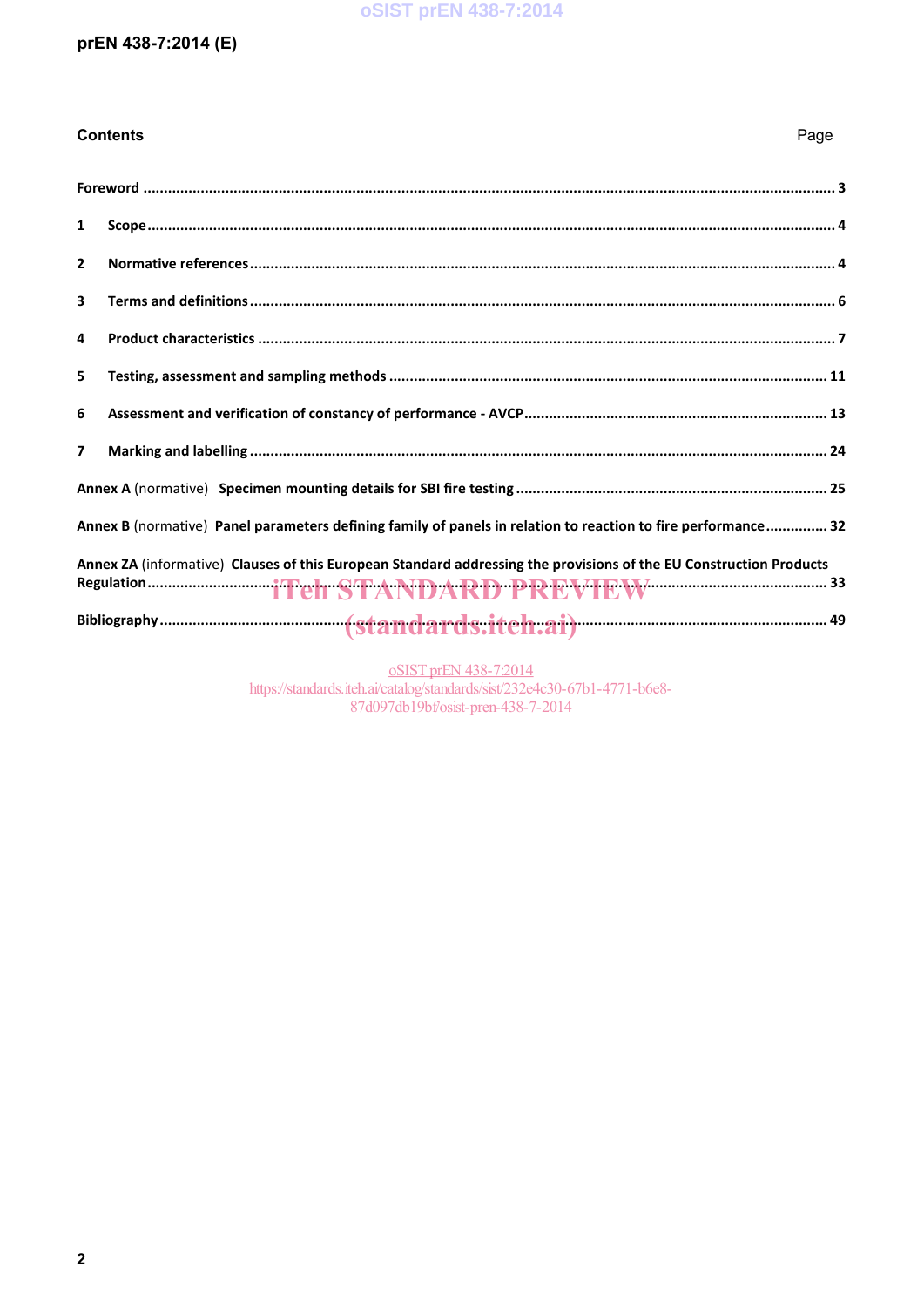## Contents

| | Page |
|---|---|
| **Foreword** | 3 |
| **1 Scope** | 4 |
| **2 Normative references** | 4 |
| **3 Terms and definitions** | 6 |
| **4 Product characteristics** | 7 |
| **5 Testing, assessment and sampling methods** | 11 |
| **6 Assessment and verification of constancy of performance - AVCP** | 13 |
| **7 Marking and labelling** | 24 |
| **Annex A** (normative) **Specimen mounting details for SBI fire testing** | 25 |
| **Annex B** (normative) **Panel parameters defining family of panels in relation to reaction to fire performance** | 32 |
| **Annex ZA** (informative) **Clauses of this European Standard addressing the provisions of the EU Construction Products Regulation** | 33 |
| **Bibliography** | 49 |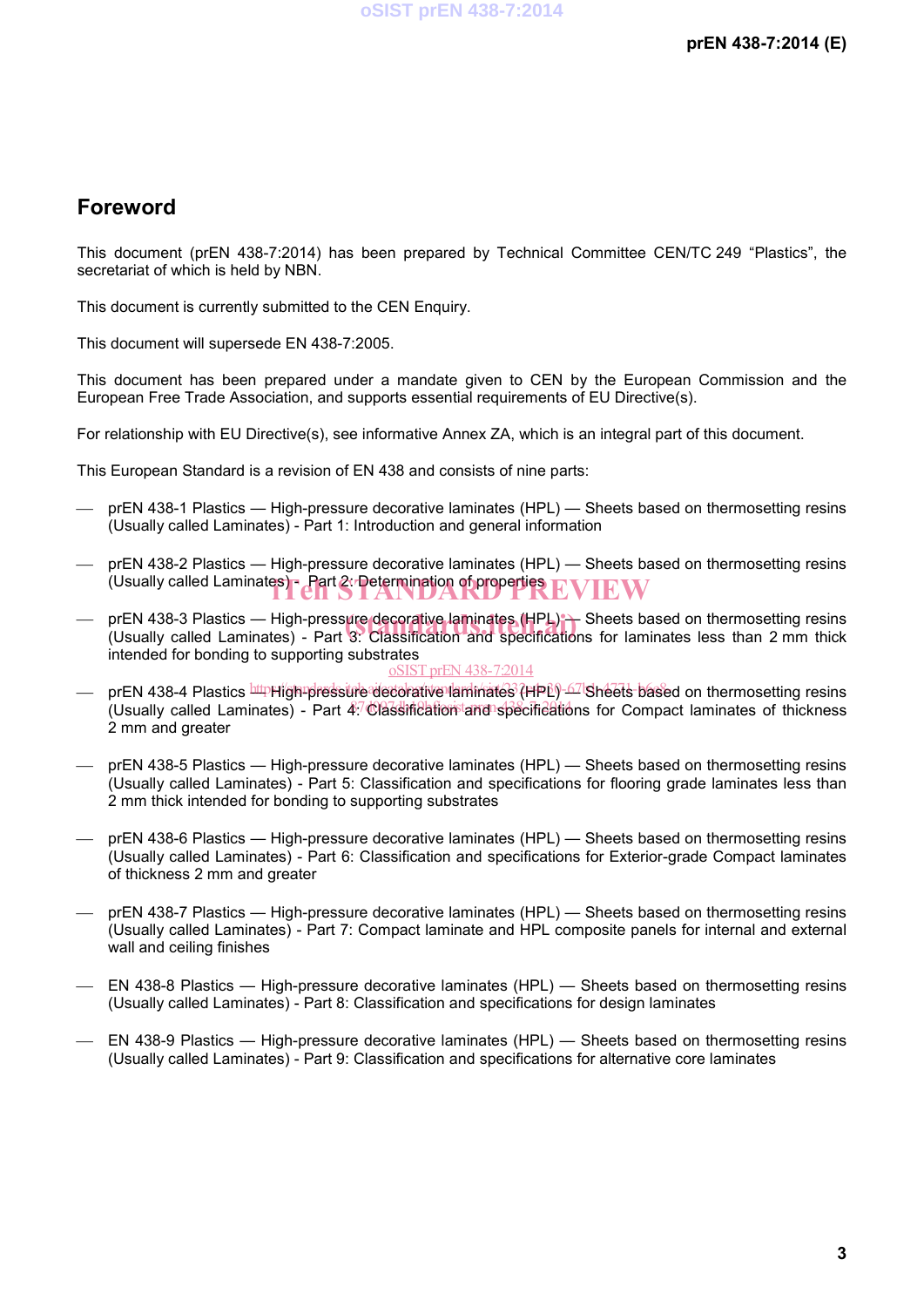# Foreword

This document (prEN 438-7:2014) has been prepared by Technical Committee CEN/TC 249 “Plastics”, the secretariat of which is held by NBN.

This document is currently submitted to the CEN Enquiry.

This document will supersede EN 438-7:2005.

This document has been prepared under a mandate given to CEN by the European Commission and the European Free Trade Association, and supports essential requirements of EU Directive(s).

For relationship with EU Directive(s), see informative Annex ZA, which is an integral part of this document.

This European Standard is a revision of EN 438 and consists of nine parts:

- prEN 438-1 Plastics — High-pressure decorative laminates (HPL) — Sheets based on thermosetting resins (Usually called Laminates) - Part 1: Introduction and general information
- prEN 438-2 Plastics — High-pressure decorative laminates (HPL) — Sheets based on thermosetting resins (Usually called Laminates) - Part 2: Determination of properties
- prEN 438-3 Plastics — High-pressure decorative laminates (HPL) — Sheets based on thermosetting resins (Usually called Laminates) - Part 3: Classification and specifications for laminates less than 2 mm thick intended for bonding to supporting substrates
- prEN 438-4 Plastics — High-pressure decorative laminates (HPL) — Sheets based on thermosetting resins (Usually called Laminates) - Part 4: Classification and specifications for Compact laminates of thickness 2 mm and greater
- prEN 438-5 Plastics — High-pressure decorative laminates (HPL) — Sheets based on thermosetting resins (Usually called Laminates) - Part 5: Classification and specifications for flooring grade laminates less than 2 mm thick intended for bonding to supporting substrates
- prEN 438-6 Plastics — High-pressure decorative laminates (HPL) — Sheets based on thermosetting resins (Usually called Laminates) - Part 6: Classification and specifications for Exterior-grade Compact laminates of thickness 2 mm and greater
- prEN 438-7 Plastics — High-pressure decorative laminates (HPL) — Sheets based on thermosetting resins (Usually called Laminates) - Part 7: Compact laminate and HPL composite panels for internal and external wall and ceiling finishes
- EN 438-8 Plastics — High-pressure decorative laminates (HPL) — Sheets based on thermosetting resins (Usually called Laminates) - Part 8: Classification and specifications for design laminates
- EN 438-9 Plastics — High-pressure decorative laminates (HPL) — Sheets based on thermosetting resins (Usually called Laminates) - Part 9: Classification and specifications for alternative core laminates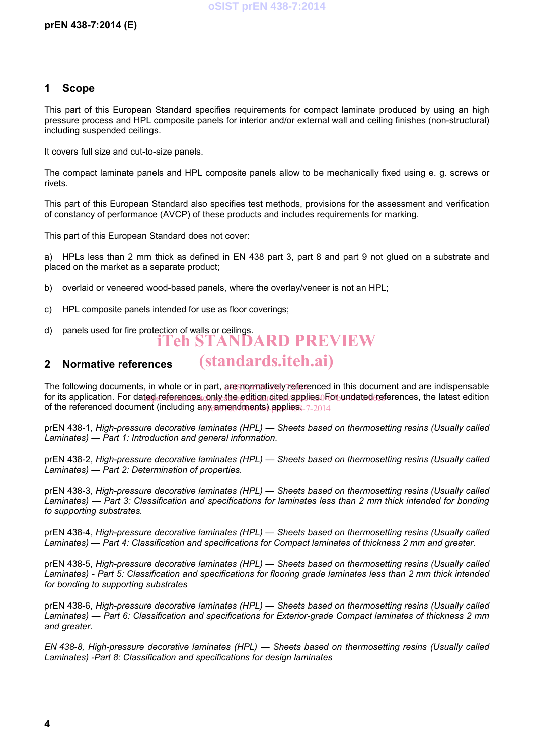## 1 Scope

This part of this European Standard specifies requirements for compact laminate produced by using an high pressure process and HPL composite panels for interior and/or external wall and ceiling finishes (non-structural) including suspended ceilings.

It covers full size and cut-to-size panels.

The compact laminate panels and HPL composite panels allow to be mechanically fixed using e. g. screws or rivets.

This part of this European Standard also specifies test methods, provisions for the assessment and verification of constancy of performance (AVCP) of these products and includes requirements for marking.

This part of this European Standard does not cover:

a) HPLs less than 2 mm thick as defined in EN 438 part 3, part 8 and part 9 not glued on a substrate and placed on the market as a separate product;

b) overlaid or veneered wood-based panels, where the overlay/veneer is not an HPL;

c) HPL composite panels intended for use as floor coverings;

d) panels used for fire protection of walls or ceilings.

## 2 Normative references

The following documents, in whole or in part, are normatively referenced in this document and are indispensable for its application. For dated references, only the edition cited applies. For undated references, the latest edition of the referenced document (including any amendments) applies.

prEN 438-1, *High-pressure decorative laminates (HPL) — Sheets based on thermosetting resins (Usually called Laminates) — Part 1: Introduction and general information.*

prEN 438-2, *High-pressure decorative laminates (HPL) — Sheets based on thermosetting resins (Usually called Laminates) — Part 2: Determination of properties.*

prEN 438-3, *High-pressure decorative laminates (HPL) — Sheets based on thermosetting resins (Usually called Laminates) — Part 3: Classification and specifications for laminates less than 2 mm thick intended for bonding to supporting substrates.*

prEN 438-4, *High-pressure decorative laminates (HPL) — Sheets based on thermosetting resins (Usually called Laminates) — Part 4: Classification and specifications for Compact laminates of thickness 2 mm and greater.*

prEN 438-5, *High-pressure decorative laminates (HPL) — Sheets based on thermosetting resins (Usually called Laminates) - Part 5: Classification and specifications for flooring grade laminates less than 2 mm thick intended for bonding to supporting substrates*

prEN 438-6, *High-pressure decorative laminates (HPL) — Sheets based on thermosetting resins (Usually called Laminates) — Part 6: Classification and specifications for Exterior-grade Compact laminates of thickness 2 mm and greater.*

*EN 438-8, High-pressure decorative laminates (HPL) — Sheets based on thermosetting resins (Usually called Laminates) -Part 8: Classification and specifications for design laminates*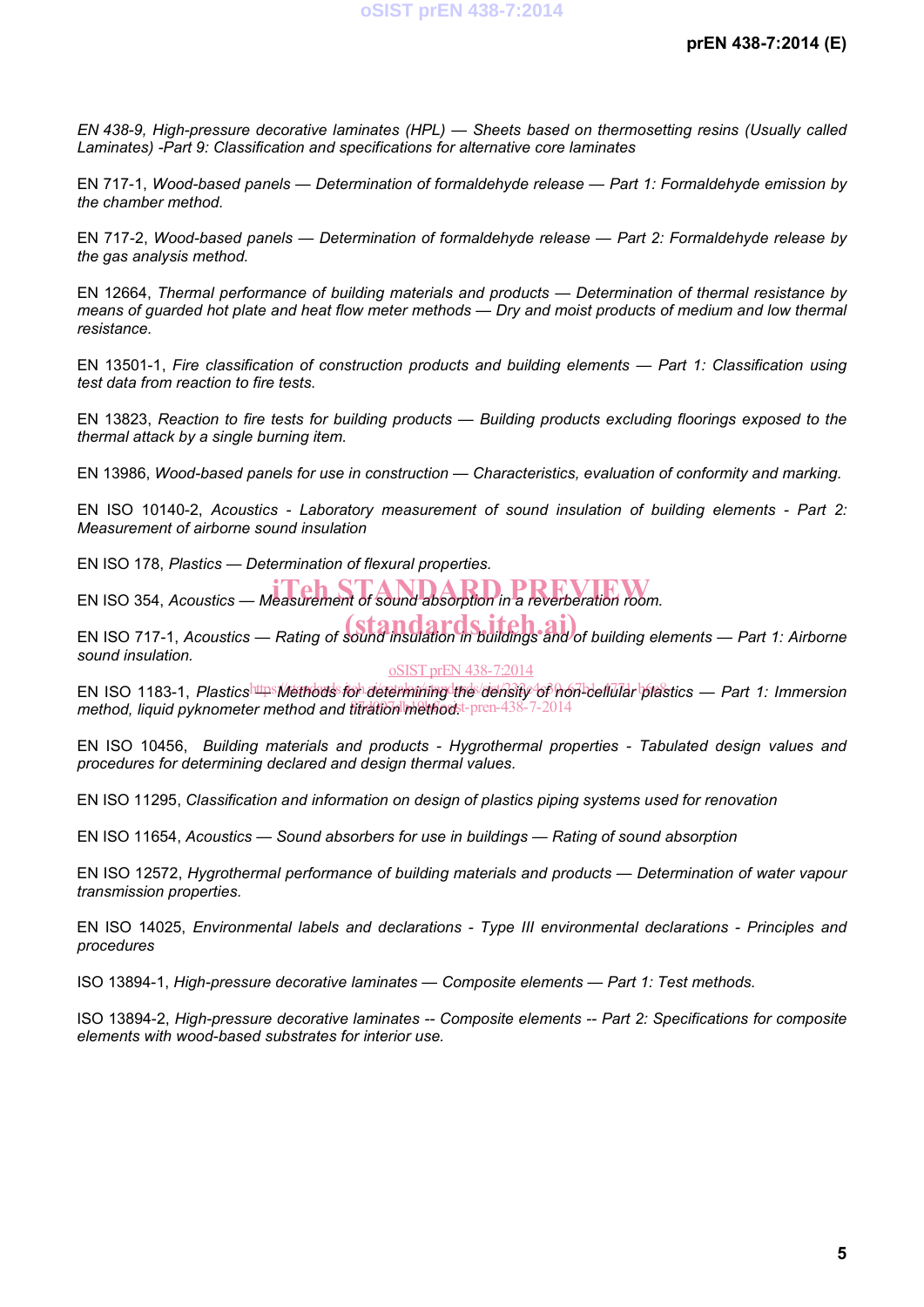*EN 438-9, High-pressure decorative laminates (HPL) — Sheets based on thermosetting resins (Usually called Laminates) -Part 9: Classification and specifications for alternative core laminates*

EN 717-1, *Wood-based panels — Determination of formaldehyde release — Part 1: Formaldehyde emission by the chamber method.*

EN 717-2, *Wood-based panels — Determination of formaldehyde release — Part 2: Formaldehyde release by the gas analysis method.*

EN 12664, *Thermal performance of building materials and products — Determination of thermal resistance by means of guarded hot plate and heat flow meter methods — Dry and moist products of medium and low thermal resistance.*

EN 13501-1, *Fire classification of construction products and building elements — Part 1: Classification using test data from reaction to fire tests.*

EN 13823, *Reaction to fire tests for building products — Building products excluding floorings exposed to the thermal attack by a single burning item.*

EN 13986, *Wood-based panels for use in construction — Characteristics, evaluation of conformity and marking.*

EN ISO 10140-2, *Acoustics - Laboratory measurement of sound insulation of building elements - Part 2: Measurement of airborne sound insulation*

EN ISO 178, *Plastics — Determination of flexural properties.*

EN ISO 354, *Acoustics — Measurement of sound absorption in a reverberation room.*

EN ISO 717-1, *Acoustics — Rating of sound insulation in buildings and of building elements — Part 1: Airborne sound insulation.*

EN ISO 1183-1, *Plastics — Methods for determining the density of non-cellular plastics — Part 1: Immersion method, liquid pyknometer method and titration method.*

EN ISO 10456, *Building materials and products - Hygrothermal properties - Tabulated design values and procedures for determining declared and design thermal values.*

EN ISO 11295, *Classification and information on design of plastics piping systems used for renovation*

EN ISO 11654, *Acoustics — Sound absorbers for use in buildings — Rating of sound absorption*

EN ISO 12572, *Hygrothermal performance of building materials and products — Determination of water vapour transmission properties.*

EN ISO 14025, *Environmental labels and declarations - Type III environmental declarations - Principles and procedures*

ISO 13894-1, *High-pressure decorative laminates — Composite elements — Part 1: Test methods.*

ISO 13894-2, *High-pressure decorative laminates -- Composite elements -- Part 2: Specifications for composite elements with wood-based substrates for interior use.*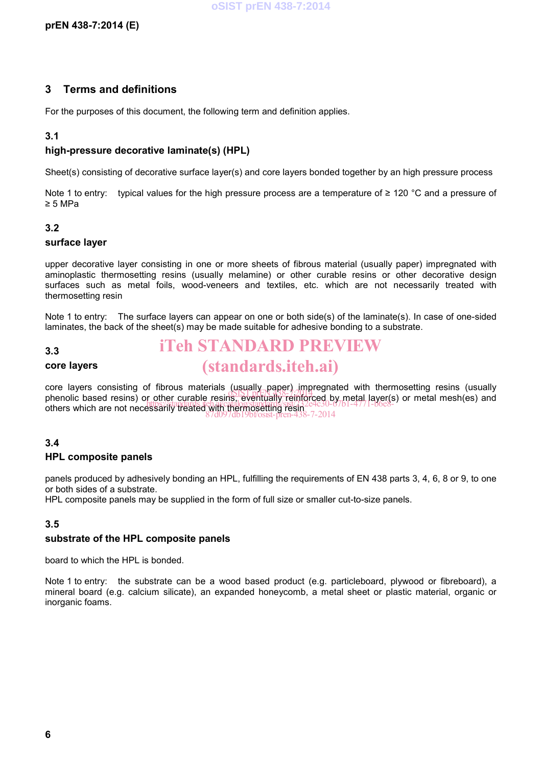## 3 Terms and definitions

For the purposes of this document, the following term and definition applies.

### 3.1
**high-pressure decorative laminate(s) (HPL)**

Sheet(s) consisting of decorative surface layer(s) and core layers bonded together by an high pressure process

Note 1 to entry: typical values for the high pressure process are a temperature of ≥ 120 °C and a pressure of ≥ 5 MPa

### 3.2
**surface layer**

upper decorative layer consisting in one or more sheets of fibrous material (usually paper) impregnated with aminoplastic thermosetting resins (usually melamine) or other curable resins or other decorative design surfaces such as metal foils, wood-veneers and textiles, etc. which are not necessarily treated with thermosetting resin

Note 1 to entry: The surface layers can appear on one or both side(s) of the laminate(s). In case of one-sided laminates, the back of the sheet(s) may be made suitable for adhesive bonding to a substrate.

### 3.3
**core layers**

core layers consisting of fibrous materials (usually paper) impregnated with thermosetting resins (usually phenolic based resins) or other curable resins, eventually reinforced by metal layer(s) or metal mesh(es) and others which are not necessarily treated with thermosetting resin

### 3.4
**HPL composite panels**

panels produced by adhesively bonding an HPL, fulfilling the requirements of EN 438 parts 3, 4, 6, 8 or 9, to one or both sides of a substrate.
HPL composite panels may be supplied in the form of full size or smaller cut-to-size panels.

### 3.5
**substrate of the HPL composite panels**

board to which the HPL is bonded.

Note 1 to entry: the substrate can be a wood based product (e.g. particleboard, plywood or fibreboard), a mineral board (e.g. calcium silicate), an expanded honeycomb, a metal sheet or plastic material, organic or inorganic foams.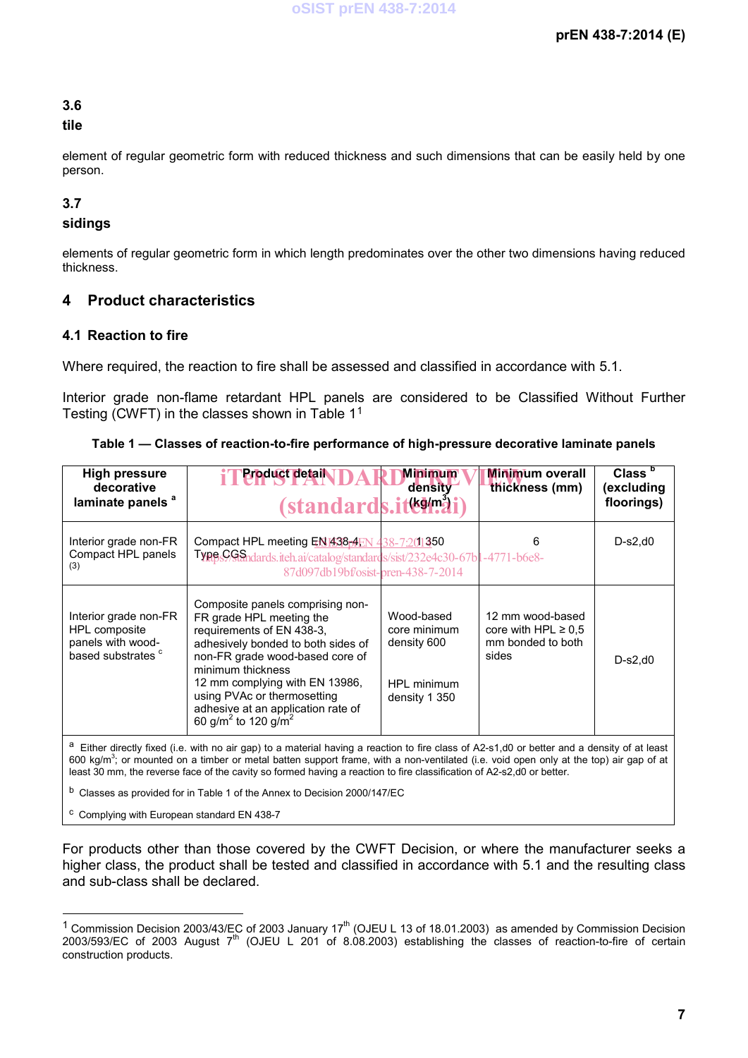## 3.6
**tile**

element of regular geometric form with reduced thickness and such dimensions that can be easily held by one person.

## 3.7
**sidings**

elements of regular geometric form in which length predominates over the other two dimensions having reduced thickness.

# 4 Product characteristics

## 4.1 Reaction to fire

Where required, the reaction to fire shall be assessed and classified in accordance with 5.1.

Interior grade non-flame retardant HPL panels are considered to be Classified Without Further Testing (CWFT) in the classes shown in Table 1[1]

**Table 1 — Classes of reaction-to-fire performance of high-pressure decorative laminate panels**

| High pressure decorative laminate panels [a] | Product detail | Minimum density (kg/m³) | Minimum overall thickness (mm) | Class [b] (excluding floorings) |
|---|---|---|---|---|
| Interior grade non-FR Compact HPL panels (3) | Compact HPL meeting EN 438-4, Type CGS | 1350 | 6 | D-s2,d0 |
| Interior grade non-FR HPL composite panels with wood-based substrates [c] | Composite panels comprising non-FR grade HPL meeting the requirements of EN 438-3, adhesively bonded to both sides of non-FR grade wood-based core of minimum thickness 12 mm complying with EN 13986, using PVAc or thermosetting adhesive at an application rate of 60 g/m² to 120 g/m² | Wood-based core minimum density 600<br><br>HPL minimum density 1 350 | 12 mm wood-based core with HPL ≥ 0,5 mm bonded to both sides | D-s2,d0 |

[a] Either directly fixed (i.e. with no air gap) to a material having a reaction to fire class of A2-s1,d0 or better and a density of at least 600 kg/m³; or mounted on a timber or metal batten support frame, with a non-ventilated (i.e. void open only at the top) air gap of at least 30 mm, the reverse face of the cavity so formed having a reaction to fire classification of A2-s2,d0 or better.

[b] Classes as provided for in Table 1 of the Annex to Decision 2000/147/EC

[c] Complying with European standard EN 438-7

For products other than those covered by the CWFT Decision, or where the manufacturer seeks a higher class, the product shall be tested and classified in accordance with 5.1 and the resulting class and sub-class shall be declared.

---

[1] Commission Decision 2003/43/EC of 2003 January 17th (OJEU L 13 of 18.01.2003) as amended by Commission Decision 2003/593/EC of 2003 August 7th (OJEU L 201 of 8.08.2003) establishing the classes of reaction-to-fire of certain construction products.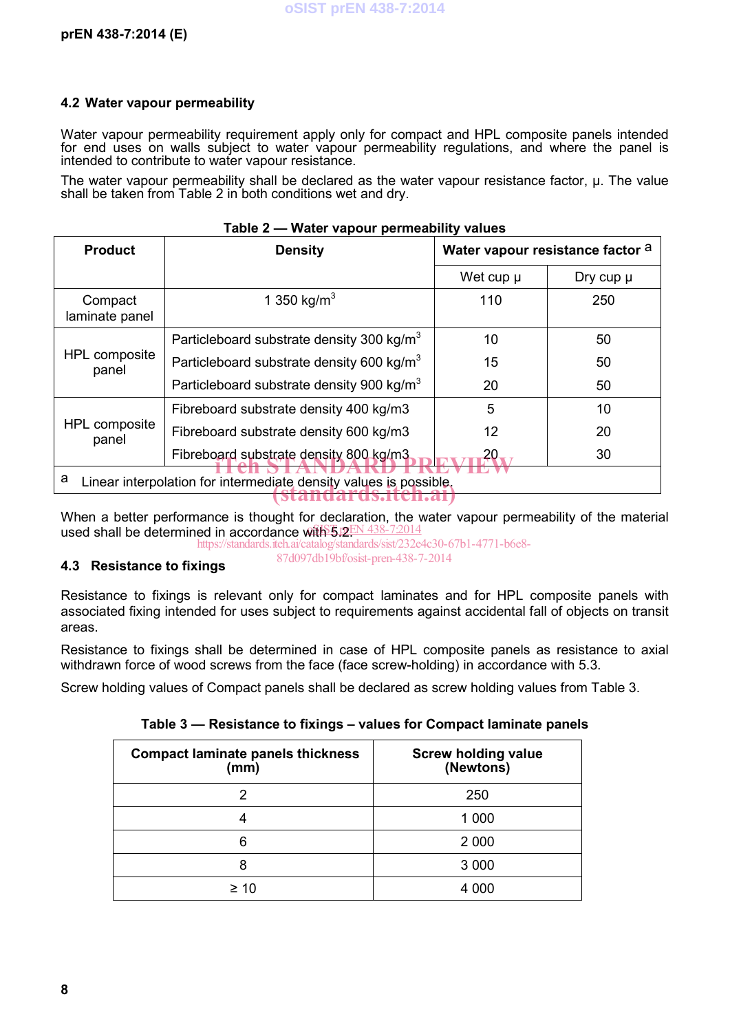## 4.2 Water vapour permeability

Water vapour permeability requirement apply only for compact and HPL composite panels intended for end uses on walls subject to water vapour permeability regulations, and where the panel is intended to contribute to water vapour resistance.

The water vapour permeability shall be declared as the water vapour resistance factor, μ. The value shall be taken from Table 2 in both conditions wet and dry.

**Table 2 — Water vapour permeability values**

| Product | Density | Water vapour resistance factor [a] | |
|---|---|---|---|
| | | Wet cup μ | Dry cup μ |
| Compact laminate panel | 1 350 kg/m$^3$ | 110 | 250 |
| HPL composite panel | Particleboard substrate density 300 kg/m$^3$ | 10 | 50 |
| | Particleboard substrate density 600 kg/m$^3$ | 15 | 50 |
| | Particleboard substrate density 900 kg/m$^3$ | 20 | 50 |
| HPL composite panel | Fibreboard substrate density 400 kg/m3 | 5 | 10 |
| | Fibreboard substrate density 600 kg/m3 | 12 | 20 |
| | Fibreboard substrate density 800 kg/m3 | 20 | 30 |

[a] Linear interpolation for intermediate density values is possible.

When a better performance is thought for declaration, the water vapour permeability of the material used shall be determined in accordance with 5.2.

## 4.3 Resistance to fixings

Resistance to fixings is relevant only for compact laminates and for HPL composite panels with associated fixing intended for uses subject to requirements against accidental fall of objects on transit areas.

Resistance to fixings shall be determined in case of HPL composite panels as resistance to axial withdrawn force of wood screws from the face (face screw-holding) in accordance with 5.3.

Screw holding values of Compact panels shall be declared as screw holding values from Table 3.

**Table 3 — Resistance to fixings – values for Compact laminate panels**

| Compact laminate panels thickness (mm) | Screw holding value (Newtons) |
|---|---|
| 2 | 250 |
| 4 | 1 000 |
| 6 | 2 000 |
| 8 | 3 000 |
| ≥ 10 | 4 000 |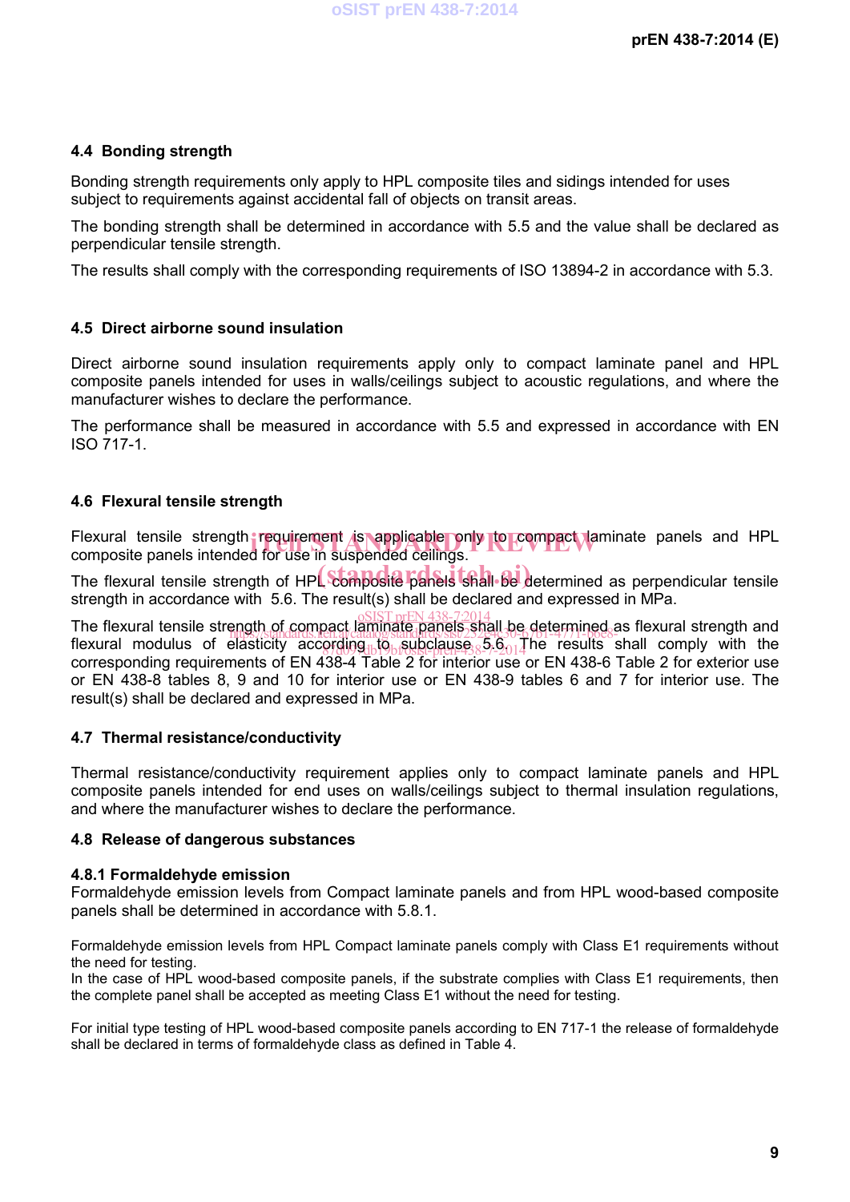## 4.4 Bonding strength

Bonding strength requirements only apply to HPL composite tiles and sidings intended for uses subject to requirements against accidental fall of objects on transit areas.

The bonding strength shall be determined in accordance with 5.5 and the value shall be declared as perpendicular tensile strength.

The results shall comply with the corresponding requirements of ISO 13894-2 in accordance with 5.3.

## 4.5 Direct airborne sound insulation

Direct airborne sound insulation requirements apply only to compact laminate panel and HPL composite panels intended for uses in walls/ceilings subject to acoustic regulations, and where the manufacturer wishes to declare the performance.

The performance shall be measured in accordance with 5.5 and expressed in accordance with EN ISO 717-1.

## 4.6 Flexural tensile strength

Flexural tensile strength requirement is applicable only to compact laminate panels and HPL composite panels intended for use in suspended ceilings.

The flexural tensile strength of HPL composite panels shall be determined as perpendicular tensile strength in accordance with 5.6. The result(s) shall be declared and expressed in MPa.

The flexural tensile strength of compact laminate panels shall be determined as flexural strength and flexural modulus of elasticity according to subclause 5.6. The results shall comply with the corresponding requirements of EN 438-4 Table 2 for interior use or EN 438-6 Table 2 for exterior use or EN 438-8 tables 8, 9 and 10 for interior use or EN 438-9 tables 6 and 7 for interior use. The result(s) shall be declared and expressed in MPa.

## 4.7 Thermal resistance/conductivity

Thermal resistance/conductivity requirement applies only to compact laminate panels and HPL composite panels intended for end uses on walls/ceilings subject to thermal insulation regulations, and where the manufacturer wishes to declare the performance.

## 4.8 Release of dangerous substances

### 4.8.1 Formaldehyde emission

Formaldehyde emission levels from Compact laminate panels and from HPL wood-based composite panels shall be determined in accordance with 5.8.1.

Formaldehyde emission levels from HPL Compact laminate panels comply with Class E1 requirements without the need for testing.
In the case of HPL wood-based composite panels, if the substrate complies with Class E1 requirements, then the complete panel shall be accepted as meeting Class E1 without the need for testing.

For initial type testing of HPL wood-based composite panels according to EN 717-1 the release of formaldehyde shall be declared in terms of formaldehyde class as defined in Table 4.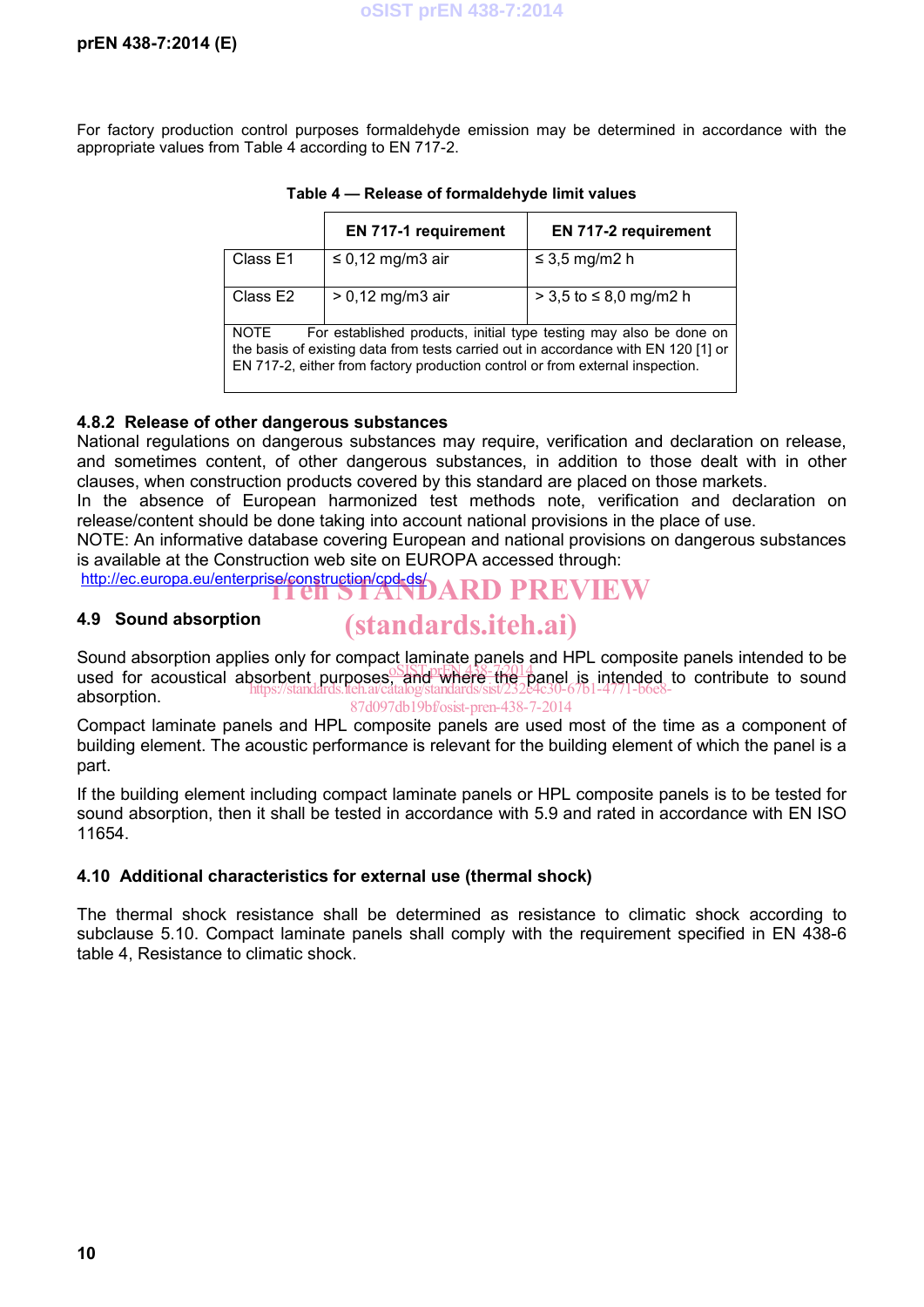For factory production control purposes formaldehyde emission may be determined in accordance with the appropriate values from Table 4 according to EN 717-2.

**Table 4 — Release of formaldehyde limit values**

| | EN 717-1 requirement | EN 717-2 requirement |
|---|---|---|
| Class E1 | ≤ 0,12 mg/m3 air | ≤ 3,5 mg/m2 h |
| Class E2 | > 0,12 mg/m3 air | > 3,5 to ≤ 8,0 mg/m2 h |
| NOTE For established products, initial type testing may also be done on the basis of existing data from tests carried out in accordance with EN 120 [1] or EN 717-2, either from factory production control or from external inspection. | | |

### 4.8.2 Release of other dangerous substances

National regulations on dangerous substances may require, verification and declaration on release, and sometimes content, of other dangerous substances, in addition to those dealt with in other clauses, when construction products covered by this standard are placed on those markets.
In the absence of European harmonized test methods note, verification and declaration on release/content should be done taking into account national provisions in the place of use.
NOTE: An informative database covering European and national provisions on dangerous substances is available at the Construction web site on EUROPA accessed through:
http://ec.europa.eu/enterprise/construction/cpd-ds/

## 4.9 Sound absorption

Sound absorption applies only for compact laminate panels and HPL composite panels intended to be used for acoustical absorbent purposes, and where the panel is intended to contribute to sound absorption.

Compact laminate panels and HPL composite panels are used most of the time as a component of building element. The acoustic performance is relevant for the building element of which the panel is a part.

If the building element including compact laminate panels or HPL composite panels is to be tested for sound absorption, then it shall be tested in accordance with 5.9 and rated in accordance with EN ISO 11654.

## 4.10 Additional characteristics for external use (thermal shock)

The thermal shock resistance shall be determined as resistance to climatic shock according to subclause 5.10. Compact laminate panels shall comply with the requirement specified in EN 438-6 table 4, Resistance to climatic shock.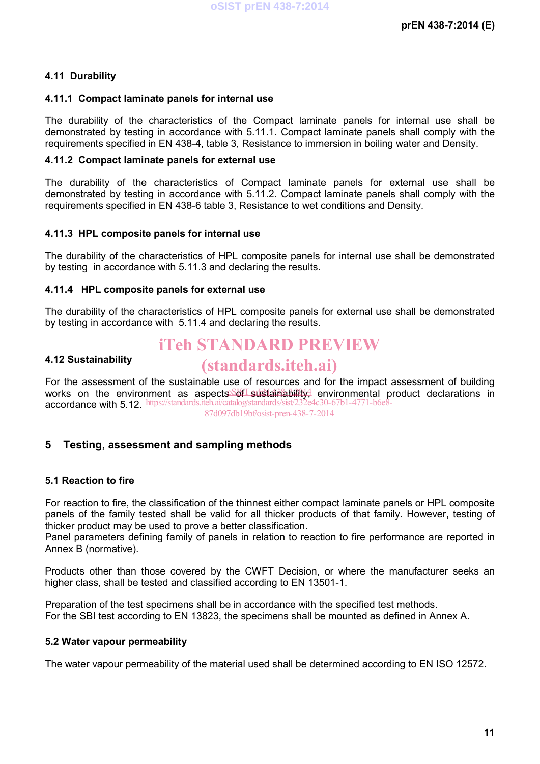### 4.11 Durability

#### 4.11.1 Compact laminate panels for internal use

The durability of the characteristics of the Compact laminate panels for internal use shall be demonstrated by testing in accordance with 5.11.1. Compact laminate panels shall comply with the requirements specified in EN 438-4, table 3, Resistance to immersion in boiling water and Density.

#### 4.11.2 Compact laminate panels for external use

The durability of the characteristics of Compact laminate panels for external use shall be demonstrated by testing in accordance with 5.11.2. Compact laminate panels shall comply with the requirements specified in EN 438-6 table 3, Resistance to wet conditions and Density.

#### 4.11.3 HPL composite panels for internal use

The durability of the characteristics of HPL composite panels for internal use shall be demonstrated by testing in accordance with 5.11.3 and declaring the results.

#### 4.11.4 HPL composite panels for external use

The durability of the characteristics of HPL composite panels for external use shall be demonstrated by testing in accordance with 5.11.4 and declaring the results.

### 4.12 Sustainability

For the assessment of the sustainable use of resources and for the impact assessment of building works on the environment as aspects of sustainability, environmental product declarations in accordance with 5.12.

## 5 Testing, assessment and sampling methods

### 5.1 Reaction to fire

For reaction to fire, the classification of the thinnest either compact laminate panels or HPL composite panels of the family tested shall be valid for all thicker products of that family. However, testing of thicker product may be used to prove a better classification.
Panel parameters defining family of panels in relation to reaction to fire performance are reported in Annex B (normative).

Products other than those covered by the CWFT Decision, or where the manufacturer seeks an higher class, shall be tested and classified according to EN 13501-1.

Preparation of the test specimens shall be in accordance with the specified test methods.
For the SBI test according to EN 13823, the specimens shall be mounted as defined in Annex A.

### 5.2 Water vapour permeability

The water vapour permeability of the material used shall be determined according to EN ISO 12572.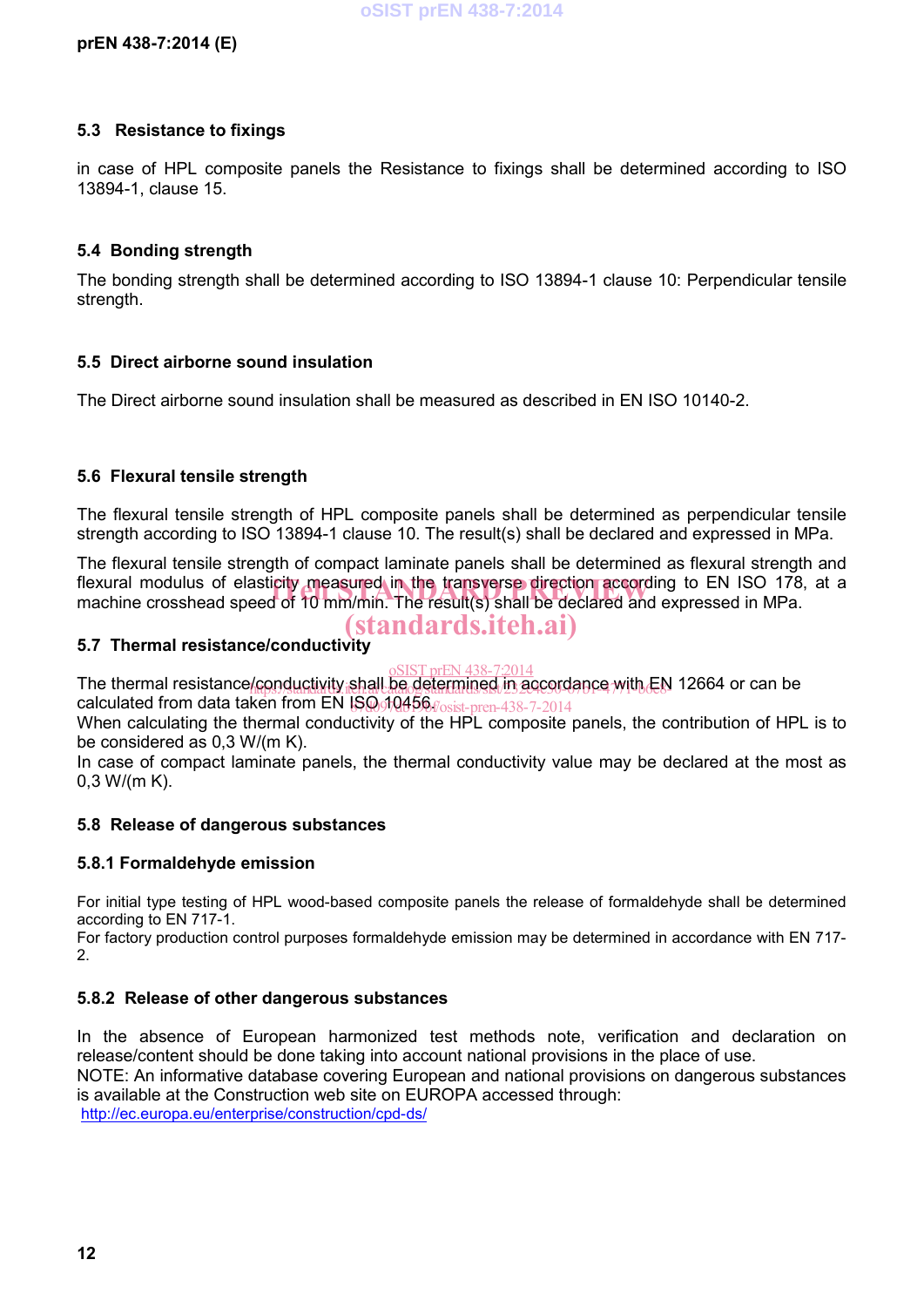### 5.3 Resistance to fixings

in case of HPL composite panels the Resistance to fixings shall be determined according to ISO 13894-1, clause 15.

### 5.4 Bonding strength

The bonding strength shall be determined according to ISO 13894-1 clause 10: Perpendicular tensile strength.

### 5.5 Direct airborne sound insulation

The Direct airborne sound insulation shall be measured as described in EN ISO 10140-2.

### 5.6 Flexural tensile strength

The flexural tensile strength of HPL composite panels shall be determined as perpendicular tensile strength according to ISO 13894-1 clause 10. The result(s) shall be declared and expressed in MPa.

The flexural tensile strength of compact laminate panels shall be determined as flexural strength and flexural modulus of elasticity measured in the transverse direction according to EN ISO 178, at a machine crosshead speed of 10 mm/min. The result(s) shall be declared and expressed in MPa.

### 5.7 Thermal resistance/conductivity

The thermal resistance/conductivity shall be determined in accordance with EN 12664 or can be calculated from data taken from EN ISO 10456.
When calculating the thermal conductivity of the HPL composite panels, the contribution of HPL is to be considered as 0,3 W/(m K).
In case of compact laminate panels, the thermal conductivity value may be declared at the most as 0,3 W/(m K).

### 5.8 Release of dangerous substances

#### 5.8.1 Formaldehyde emission

For initial type testing of HPL wood-based composite panels the release of formaldehyde shall be determined according to EN 717-1.
For factory production control purposes formaldehyde emission may be determined in accordance with EN 717-2.

#### 5.8.2 Release of other dangerous substances

In the absence of European harmonized test methods note, verification and declaration on release/content should be done taking into account national provisions in the place of use.
NOTE: An informative database covering European and national provisions on dangerous substances is available at the Construction web site on EUROPA accessed through:
http://ec.europa.eu/enterprise/construction/cpd-ds/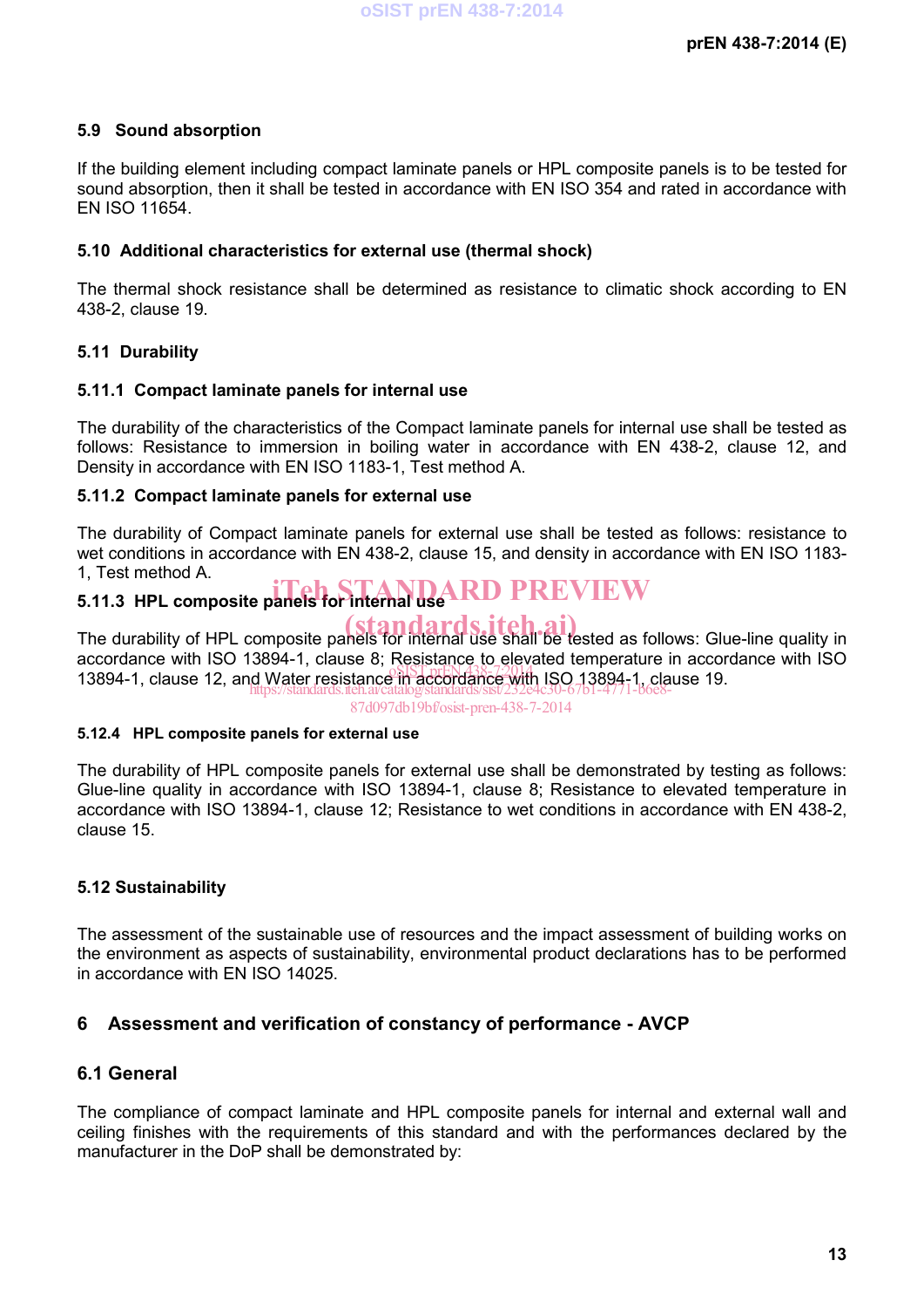### 5.9 Sound absorption

If the building element including compact laminate panels or HPL composite panels is to be tested for sound absorption, then it shall be tested in accordance with EN ISO 354 and rated in accordance with EN ISO 11654.

### 5.10 Additional characteristics for external use (thermal shock)

The thermal shock resistance shall be determined as resistance to climatic shock according to EN 438-2, clause 19.

### 5.11 Durability

#### 5.11.1 Compact laminate panels for internal use

The durability of the characteristics of the Compact laminate panels for internal use shall be tested as follows: Resistance to immersion in boiling water in accordance with EN 438-2, clause 12, and Density in accordance with EN ISO 1183-1, Test method A.

#### 5.11.2 Compact laminate panels for external use

The durability of Compact laminate panels for external use shall be tested as follows: resistance to wet conditions in accordance with EN 438-2, clause 15, and density in accordance with EN ISO 1183-1, Test method A.

#### 5.11.3 HPL composite panels for internal use

The durability of HPL composite panels for internal use shall be tested as follows: Glue-line quality in accordance with ISO 13894-1, clause 8; Resistance to elevated temperature in accordance with ISO 13894-1, clause 12, and Water resistance in accordance with ISO 13894-1, clause 19.

#### 5.12.4 HPL composite panels for external use

The durability of HPL composite panels for external use shall be demonstrated by testing as follows: Glue-line quality in accordance with ISO 13894-1, clause 8; Resistance to elevated temperature in accordance with ISO 13894-1, clause 12; Resistance to wet conditions in accordance with EN 438-2, clause 15.

### 5.12 Sustainability

The assessment of the sustainable use of resources and the impact assessment of building works on the environment as aspects of sustainability, environmental product declarations has to be performed in accordance with EN ISO 14025.

## 6 Assessment and verification of constancy of performance - AVCP

### 6.1 General

The compliance of compact laminate and HPL composite panels for internal and external wall and ceiling finishes with the requirements of this standard and with the performances declared by the manufacturer in the DoP shall be demonstrated by: